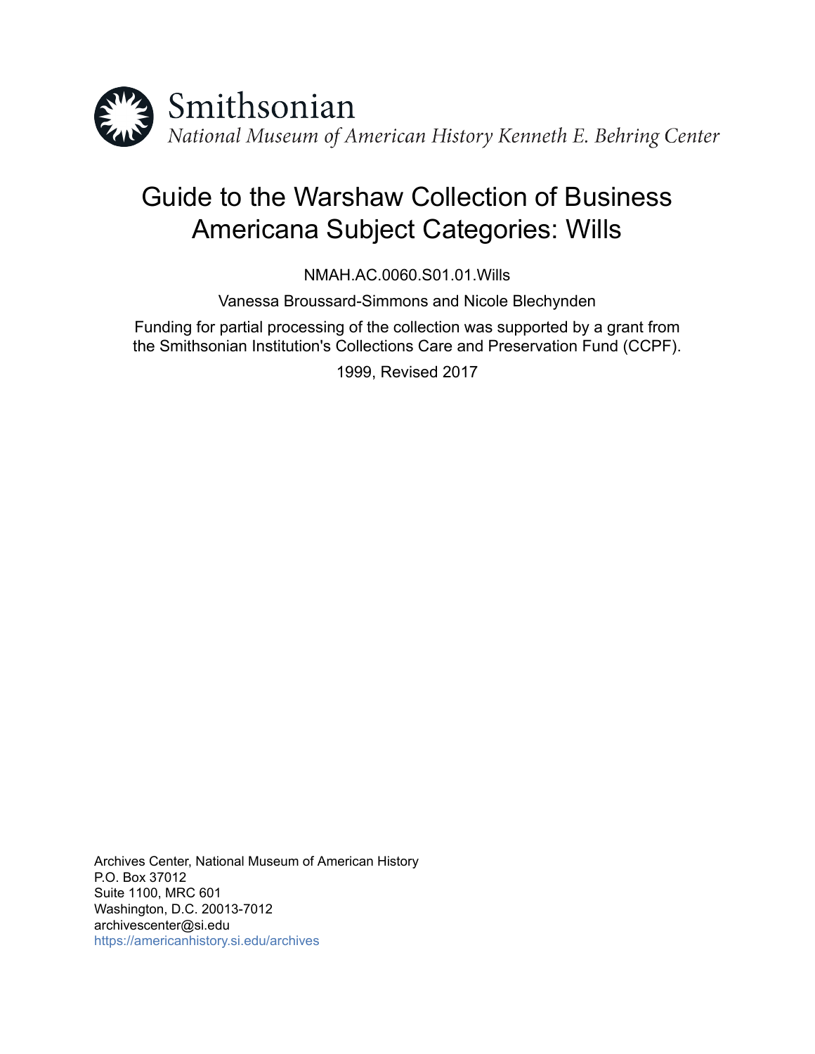Smithsonian

*National Museum of American History Kenneth E. Behring Center*

# Guide to the Warshaw Collection of Business Americana Subject Categories: Wills

NMAH.AC.0060.S01.01.Wills

Vanessa Broussard-Simmons and Nicole Blechynden

Funding for partial processing of the collection was supported by a grant from the Smithsonian Institution's Collections Care and Preservation Fund (CCPF).

1999, Revised 2017

Archives Center, National Museum of American History
P.O. Box 37012
Suite 1100, MRC 601
Washington, D.C. 20013-7012
archivescenter@si.edu
https://americanhistory.si.edu/archives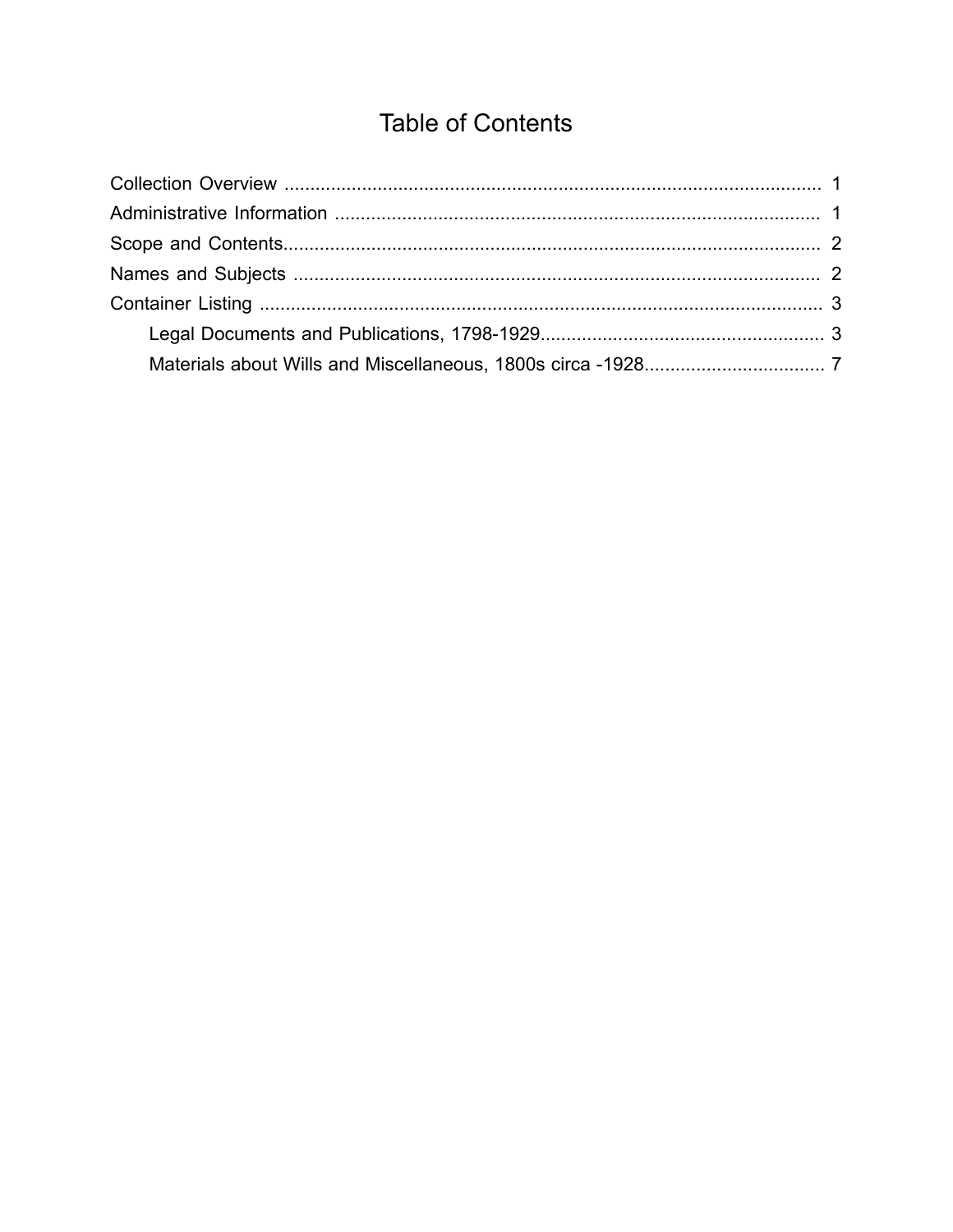# Table of Contents

- Collection Overview ........................................................................................................ 1
- Administrative Information ............................................................................................. 1
- Scope and Contents........................................................................................................ 2
- Names and Subjects ....................................................................................................... 2
- Container Listing ............................................................................................................. 3
  - Legal Documents and Publications, 1798-1929...................................................... 3
  - Materials about Wills and Miscellaneous, 1800s circa -1928.................................. 7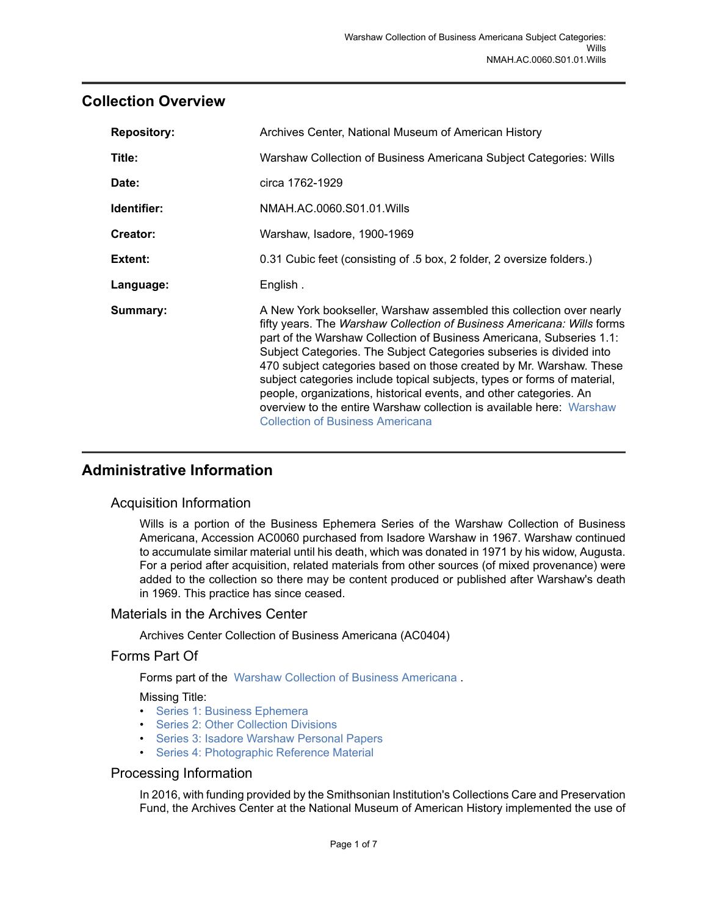## Collection Overview

| | |
|---|---|
| **Repository:** | Archives Center, National Museum of American History |
| **Title:** | Warshaw Collection of Business Americana Subject Categories: Wills |
| **Date:** | circa 1762-1929 |
| **Identifier:** | NMAH.AC.0060.S01.01.Wills |
| **Creator:** | Warshaw, Isadore, 1900-1969 |
| **Extent:** | 0.31 Cubic feet (consisting of .5 box, 2 folder, 2 oversize folders.) |
| **Language:** | English . |
| **Summary:** | A New York bookseller, Warshaw assembled this collection over nearly fifty years. The *Warshaw Collection of Business Americana: Wills* forms part of the Warshaw Collection of Business Americana, Subseries 1.1: Subject Categories. The Subject Categories subseries is divided into 470 subject categories based on those created by Mr. Warshaw. These subject categories include topical subjects, types or forms of material, people, organizations, historical events, and other categories. An overview to the entire Warshaw collection is available here: Warshaw Collection of Business Americana |

## Administrative Information

### Acquisition Information

Wills is a portion of the Business Ephemera Series of the Warshaw Collection of Business Americana, Accession AC0060 purchased from Isadore Warshaw in 1967. Warshaw continued to accumulate similar material until his death, which was donated in 1971 by his widow, Augusta. For a period after acquisition, related materials from other sources (of mixed provenance) were added to the collection so there may be content produced or published after Warshaw's death in 1969. This practice has since ceased.

### Materials in the Archives Center

Archives Center Collection of Business Americana (AC0404)

### Forms Part Of

Forms part of the Warshaw Collection of Business Americana .

Missing Title:

- Series 1: Business Ephemera
- Series 2: Other Collection Divisions
- Series 3: Isadore Warshaw Personal Papers
- Series 4: Photographic Reference Material

### Processing Information

In 2016, with funding provided by the Smithsonian Institution's Collections Care and Preservation Fund, the Archives Center at the National Museum of American History implemented the use of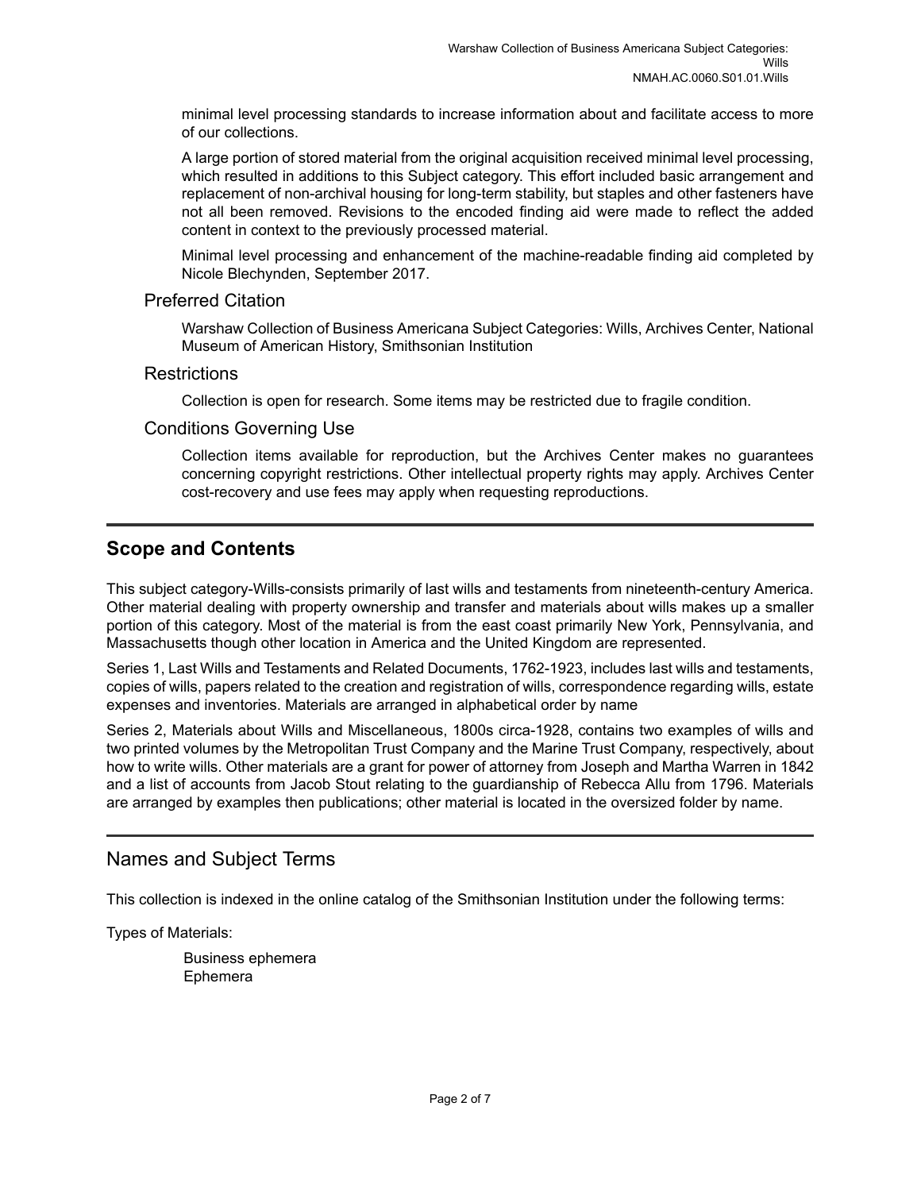minimal level processing standards to increase information about and facilitate access to more of our collections.

A large portion of stored material from the original acquisition received minimal level processing, which resulted in additions to this Subject category. This effort included basic arrangement and replacement of non-archival housing for long-term stability, but staples and other fasteners have not all been removed. Revisions to the encoded finding aid were made to reflect the added content in context to the previously processed material.

Minimal level processing and enhancement of the machine-readable finding aid completed by Nicole Blechynden, September 2017.

### Preferred Citation

Warshaw Collection of Business Americana Subject Categories: Wills, Archives Center, National Museum of American History, Smithsonian Institution

### Restrictions

Collection is open for research. Some items may be restricted due to fragile condition.

### Conditions Governing Use

Collection items available for reproduction, but the Archives Center makes no guarantees concerning copyright restrictions. Other intellectual property rights may apply. Archives Center cost-recovery and use fees may apply when requesting reproductions.

## Scope and Contents

This subject category-Wills-consists primarily of last wills and testaments from nineteenth-century America. Other material dealing with property ownership and transfer and materials about wills makes up a smaller portion of this category. Most of the material is from the east coast primarily New York, Pennsylvania, and Massachusetts though other location in America and the United Kingdom are represented.

Series 1, Last Wills and Testaments and Related Documents, 1762-1923, includes last wills and testaments, copies of wills, papers related to the creation and registration of wills, correspondence regarding wills, estate expenses and inventories. Materials are arranged in alphabetical order by name

Series 2, Materials about Wills and Miscellaneous, 1800s circa-1928, contains two examples of wills and two printed volumes by the Metropolitan Trust Company and the Marine Trust Company, respectively, about how to write wills. Other materials are a grant for power of attorney from Joseph and Martha Warren in 1842 and a list of accounts from Jacob Stout relating to the guardianship of Rebecca Allu from 1796. Materials are arranged by examples then publications; other material is located in the oversized folder by name.

## Names and Subject Terms

This collection is indexed in the online catalog of the Smithsonian Institution under the following terms:

Types of Materials:

Business ephemera
Ephemera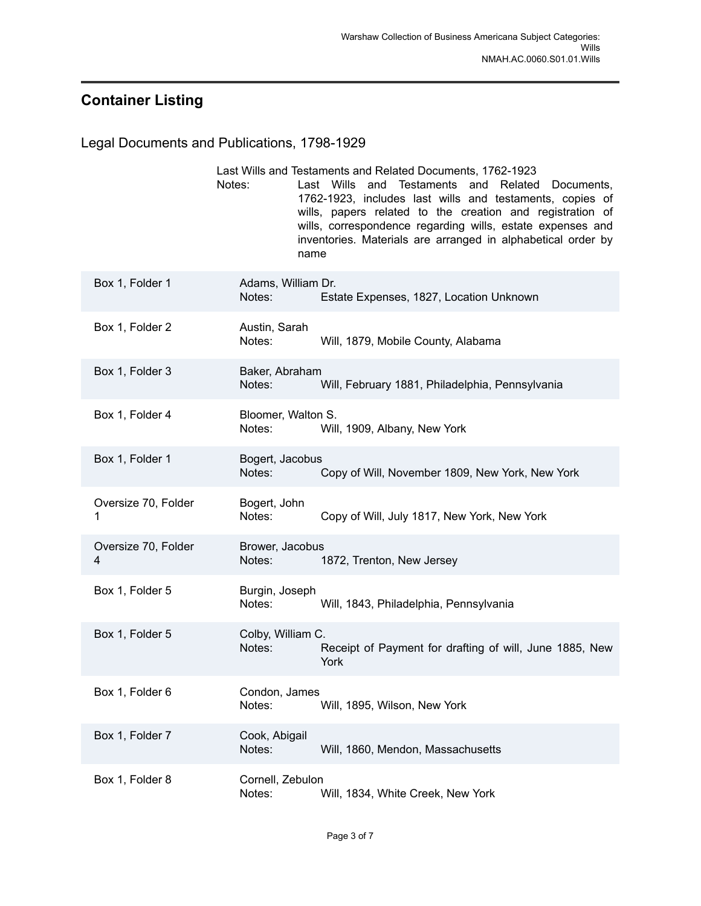## Container Listing

### Legal Documents and Publications, 1798-1929

Last Wills and Testaments and Related Documents, 1762-1923

Notes: Last Wills and Testaments and Related Documents, 1762-1923, includes last wills and testaments, copies of wills, papers related to the creation and registration of wills, correspondence regarding wills, estate expenses and inventories. Materials are arranged in alphabetical order by name

| Container | Name | Notes |
|---|---|---|
| Box 1, Folder 1 | Adams, William Dr. | Estate Expenses, 1827, Location Unknown |
| Box 1, Folder 2 | Austin, Sarah | Will, 1879, Mobile County, Alabama |
| Box 1, Folder 3 | Baker, Abraham | Will, February 1881, Philadelphia, Pennsylvania |
| Box 1, Folder 4 | Bloomer, Walton S. | Will, 1909, Albany, New York |
| Box 1, Folder 1 | Bogert, Jacobus | Copy of Will, November 1809, New York, New York |
| Oversize 70, Folder 1 | Bogert, John | Copy of Will, July 1817, New York, New York |
| Oversize 70, Folder 4 | Brower, Jacobus | 1872, Trenton, New Jersey |
| Box 1, Folder 5 | Burgin, Joseph | Will, 1843, Philadelphia, Pennsylvania |
| Box 1, Folder 5 | Colby, William C. | Receipt of Payment for drafting of will, June 1885, New York |
| Box 1, Folder 6 | Condon, James | Will, 1895, Wilson, New York |
| Box 1, Folder 7 | Cook, Abigail | Will, 1860, Mendon, Massachusetts |
| Box 1, Folder 8 | Cornell, Zebulon | Will, 1834, White Creek, New York |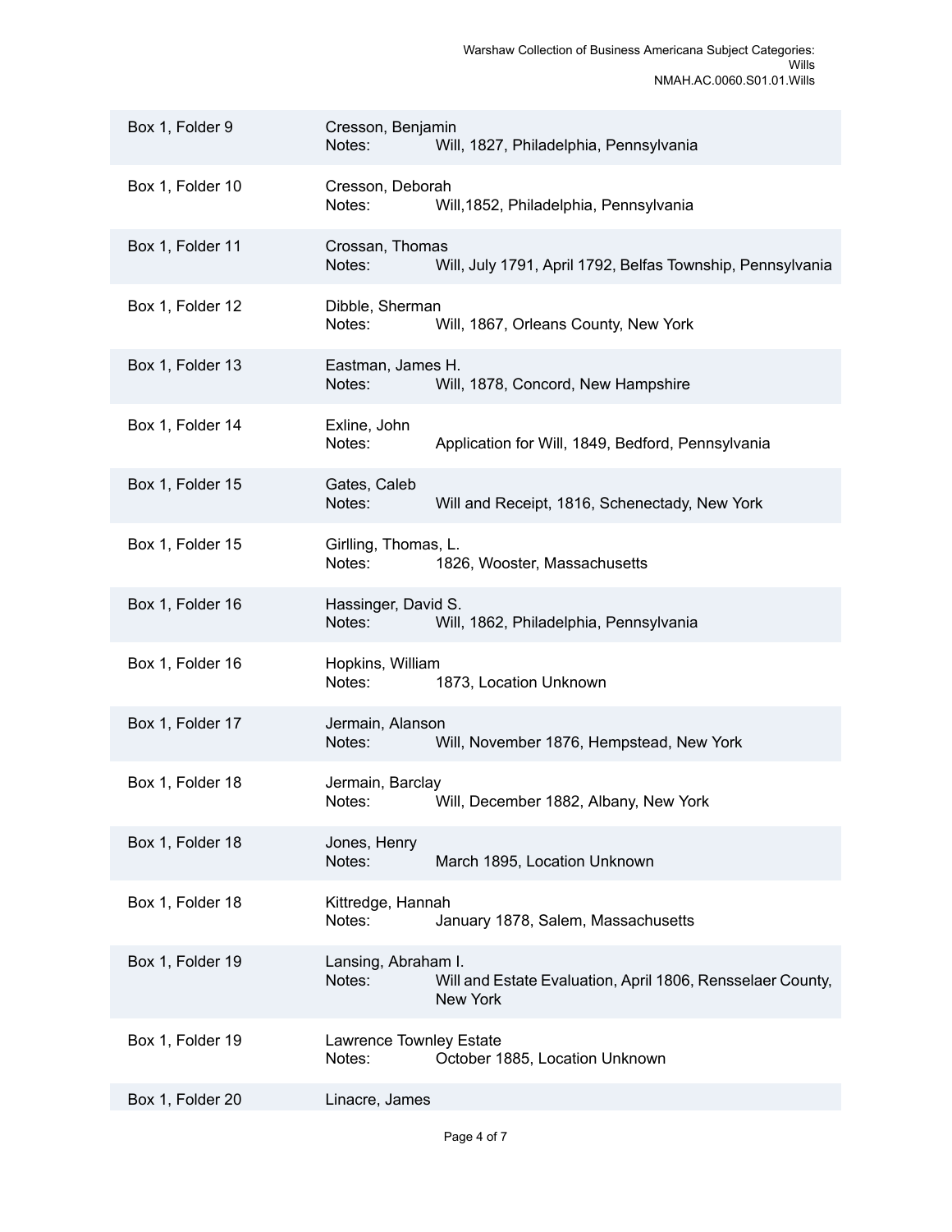| Box/Folder | Title | Notes |
|---|---|---|
| Box 1, Folder 9 | Cresson, Benjamin | Will, 1827, Philadelphia, Pennsylvania |
| Box 1, Folder 10 | Cresson, Deborah | Will,1852, Philadelphia, Pennsylvania |
| Box 1, Folder 11 | Crossan, Thomas | Will, July 1791, April 1792, Belfas Township, Pennsylvania |
| Box 1, Folder 12 | Dibble, Sherman | Will, 1867, Orleans County, New York |
| Box 1, Folder 13 | Eastman, James H. | Will, 1878, Concord, New Hampshire |
| Box 1, Folder 14 | Exline, John | Application for Will, 1849, Bedford, Pennsylvania |
| Box 1, Folder 15 | Gates, Caleb | Will and Receipt, 1816, Schenectady, New York |
| Box 1, Folder 15 | Girlling, Thomas, L. | 1826, Wooster, Massachusetts |
| Box 1, Folder 16 | Hassinger, David S. | Will, 1862, Philadelphia, Pennsylvania |
| Box 1, Folder 16 | Hopkins, William | 1873, Location Unknown |
| Box 1, Folder 17 | Jermain, Alanson | Will, November 1876, Hempstead, New York |
| Box 1, Folder 18 | Jermain, Barclay | Will, December 1882, Albany, New York |
| Box 1, Folder 18 | Jones, Henry | March 1895, Location Unknown |
| Box 1, Folder 18 | Kittredge, Hannah | January 1878, Salem, Massachusetts |
| Box 1, Folder 19 | Lansing, Abraham I. | Will and Estate Evaluation, April 1806, Rensselaer County, New York |
| Box 1, Folder 19 | Lawrence Townley Estate | October 1885, Location Unknown |
| Box 1, Folder 20 | Linacre, James | |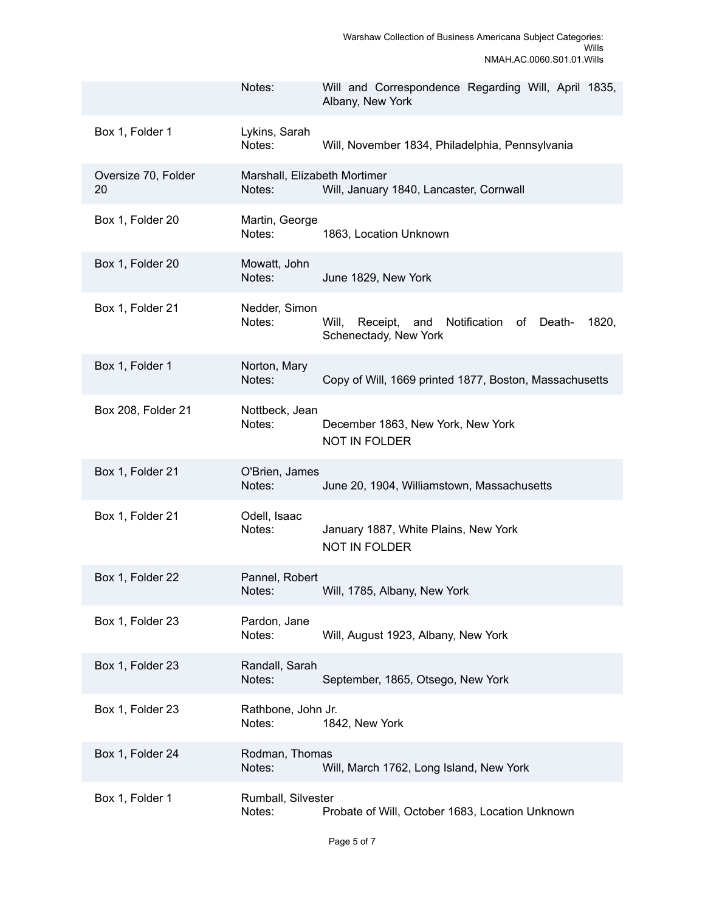| Location | Name | Notes |
|---|---|---|
| | | Will and Correspondence Regarding Will, April 1835, Albany, New York |
| Box 1, Folder 1 | Lykins, Sarah | Will, November 1834, Philadelphia, Pennsylvania |
| Oversize 70, Folder 20 | Marshall, Elizabeth Mortimer | Will, January 1840, Lancaster, Cornwall |
| Box 1, Folder 20 | Martin, George | 1863, Location Unknown |
| Box 1, Folder 20 | Mowatt, John | June 1829, New York |
| Box 1, Folder 21 | Nedder, Simon | Will, Receipt, and Notification of Death- 1820, Schenectady, New York |
| Box 1, Folder 1 | Norton, Mary | Copy of Will, 1669 printed 1877, Boston, Massachusetts |
| Box 208, Folder 21 | Nottbeck, Jean | December 1863, New York, New York<br>NOT IN FOLDER |
| Box 1, Folder 21 | O'Brien, James | June 20, 1904, Williamstown, Massachusetts |
| Box 1, Folder 21 | Odell, Isaac | January 1887, White Plains, New York<br>NOT IN FOLDER |
| Box 1, Folder 22 | Pannel, Robert | Will, 1785, Albany, New York |
| Box 1, Folder 23 | Pardon, Jane | Will, August 1923, Albany, New York |
| Box 1, Folder 23 | Randall, Sarah | September, 1865, Otsego, New York |
| Box 1, Folder 23 | Rathbone, John Jr. | 1842, New York |
| Box 1, Folder 24 | Rodman, Thomas | Will, March 1762, Long Island, New York |
| Box 1, Folder 1 | Rumball, Silvester | Probate of Will, October 1683, Location Unknown |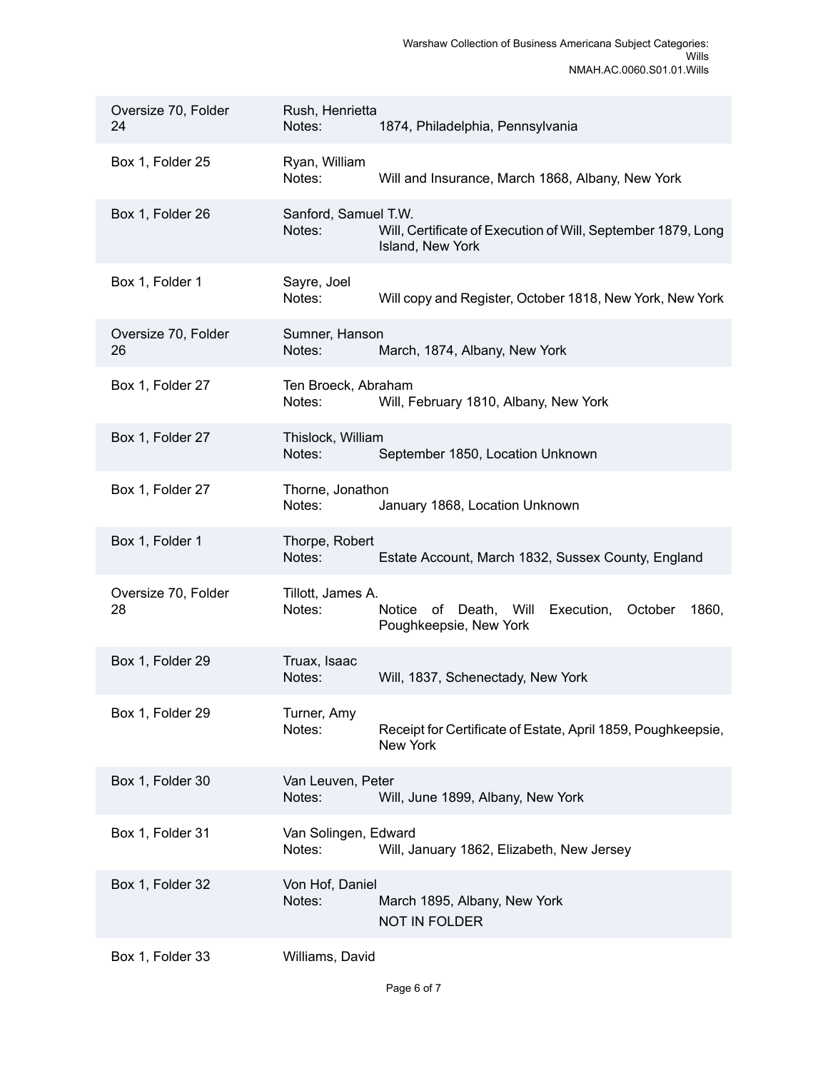| Location | Name and Notes |
| --- | --- |
| Oversize 70, Folder 24 | Rush, Henrietta<br>Notes: 1874, Philadelphia, Pennsylvania |
| Box 1, Folder 25 | Ryan, William<br>Notes: Will and Insurance, March 1868, Albany, New York |
| Box 1, Folder 26 | Sanford, Samuel T.W.<br>Notes: Will, Certificate of Execution of Will, September 1879, Long Island, New York |
| Box 1, Folder 1 | Sayre, Joel<br>Notes: Will copy and Register, October 1818, New York, New York |
| Oversize 70, Folder 26 | Sumner, Hanson<br>Notes: March, 1874, Albany, New York |
| Box 1, Folder 27 | Ten Broeck, Abraham<br>Notes: Will, February 1810, Albany, New York |
| Box 1, Folder 27 | Thislock, William<br>Notes: September 1850, Location Unknown |
| Box 1, Folder 27 | Thorne, Jonathon<br>Notes: January 1868, Location Unknown |
| Box 1, Folder 1 | Thorpe, Robert<br>Notes: Estate Account, March 1832, Sussex County, England |
| Oversize 70, Folder 28 | Tillott, James A.<br>Notes: Notice of Death, Will Execution, October 1860, Poughkeepsie, New York |
| Box 1, Folder 29 | Truax, Isaac<br>Notes: Will, 1837, Schenectady, New York |
| Box 1, Folder 29 | Turner, Amy<br>Notes: Receipt for Certificate of Estate, April 1859, Poughkeepsie, New York |
| Box 1, Folder 30 | Van Leuven, Peter<br>Notes: Will, June 1899, Albany, New York |
| Box 1, Folder 31 | Van Solingen, Edward<br>Notes: Will, January 1862, Elizabeth, New Jersey |
| Box 1, Folder 32 | Von Hof, Daniel<br>Notes: March 1895, Albany, New York<br>NOT IN FOLDER |
| Box 1, Folder 33 | Williams, David |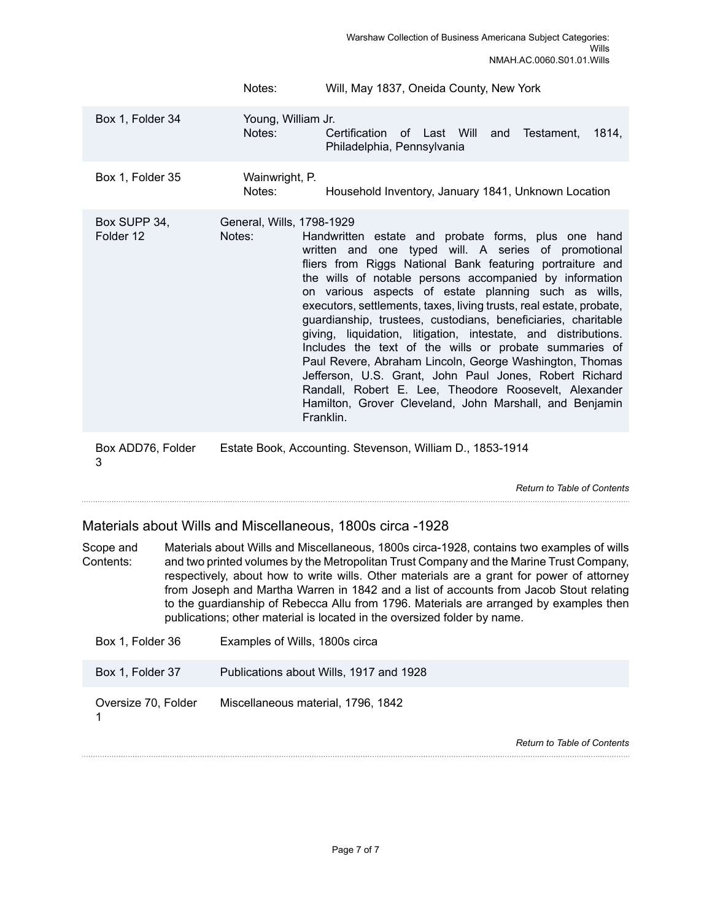Notes: Will, May 1837, Oneida County, New York

| | | |
|---|---|---|
| Box 1, Folder 34 | Young, William Jr. | Notes: Certification of Last Will and Testament, 1814, Philadelphia, Pennsylvania |
| Box 1, Folder 35 | Wainwright, P. | Notes: Household Inventory, January 1841, Unknown Location |
| Box SUPP 34, Folder 12 | General, Wills, 1798-1929 | Notes: Handwritten estate and probate forms, plus one hand written and one typed will. A series of promotional fliers from Riggs National Bank featuring portraiture and the wills of notable persons accompanied by information on various aspects of estate planning such as wills, executors, settlements, taxes, living trusts, real estate, probate, guardianship, trustees, custodians, beneficiaries, charitable giving, liquidation, litigation, intestate, and distributions. Includes the text of the wills or probate summaries of Paul Revere, Abraham Lincoln, George Washington, Thomas Jefferson, U.S. Grant, John Paul Jones, Robert Richard Randall, Robert E. Lee, Theodore Roosevelt, Alexander Hamilton, Grover Cleveland, John Marshall, and Benjamin Franklin. |
| Box ADD76, Folder 3 | Estate Book, Accounting. Stevenson, William D., 1853-1914 | |

*Return to Table of Contents*

## Materials about Wills and Miscellaneous, 1800s circa -1928

Scope and Contents: Materials about Wills and Miscellaneous, 1800s circa-1928, contains two examples of wills and two printed volumes by the Metropolitan Trust Company and the Marine Trust Company, respectively, about how to write wills. Other materials are a grant for power of attorney from Joseph and Martha Warren in 1842 and a list of accounts from Jacob Stout relating to the guardianship of Rebecca Allu from 1796. Materials are arranged by examples then publications; other material is located in the oversized folder by name.

| | |
|---|---|
| Box 1, Folder 36 | Examples of Wills, 1800s circa |
| Box 1, Folder 37 | Publications about Wills, 1917 and 1928 |
| Oversize 70, Folder 1 | Miscellaneous material, 1796, 1842 |

*Return to Table of Contents*